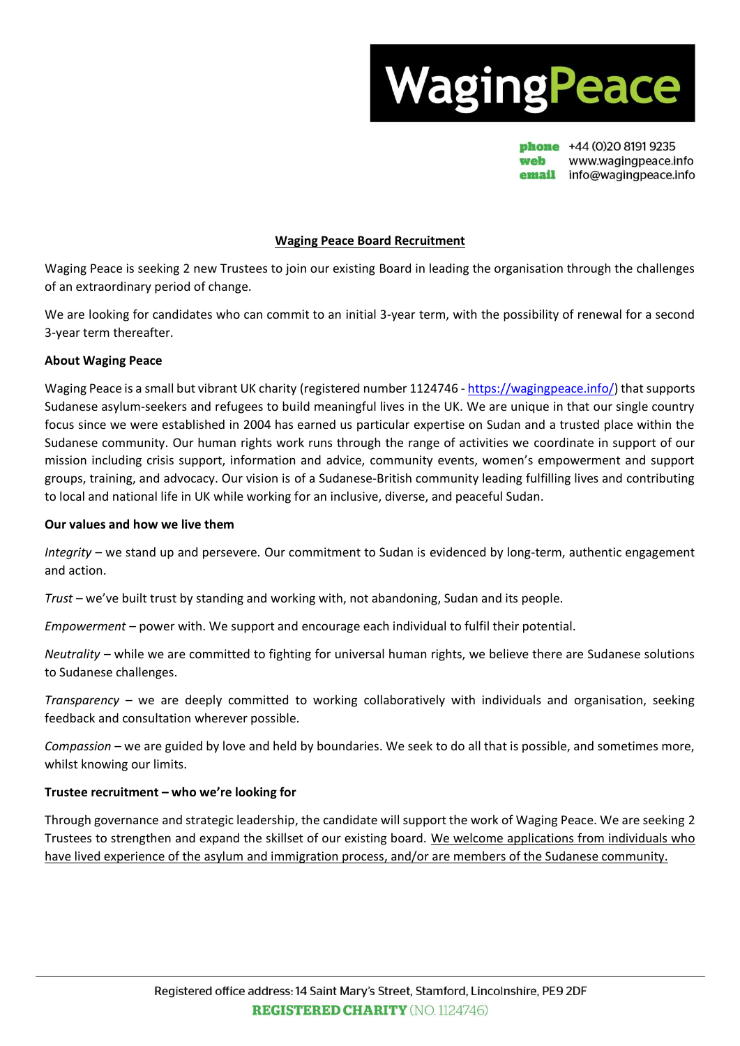# WagingPeace

**phone** +44 (0)20 8191 9235
**web** www.wagingpeace.info
**email** info@wagingpeace.info

## Waging Peace Board Recruitment

Waging Peace is seeking 2 new Trustees to join our existing Board in leading the organisation through the challenges of an extraordinary period of change.

We are looking for candidates who can commit to an initial 3-year term, with the possibility of renewal for a second 3-year term thereafter.

**About Waging Peace**

Waging Peace is a small but vibrant UK charity (registered number 1124746 - https://wagingpeace.info/) that supports Sudanese asylum-seekers and refugees to build meaningful lives in the UK. We are unique in that our single country focus since we were established in 2004 has earned us particular expertise on Sudan and a trusted place within the Sudanese community. Our human rights work runs through the range of activities we coordinate in support of our mission including crisis support, information and advice, community events, women's empowerment and support groups, training, and advocacy. Our vision is of a Sudanese-British community leading fulfilling lives and contributing to local and national life in UK while working for an inclusive, diverse, and peaceful Sudan.

**Our values and how we live them**

*Integrity* – we stand up and persevere. Our commitment to Sudan is evidenced by long-term, authentic engagement and action.

*Trust* – we've built trust by standing and working with, not abandoning, Sudan and its people.

*Empowerment* – power with. We support and encourage each individual to fulfil their potential.

*Neutrality* – while we are committed to fighting for universal human rights, we believe there are Sudanese solutions to Sudanese challenges.

*Transparency* – we are deeply committed to working collaboratively with individuals and organisation, seeking feedback and consultation wherever possible.

*Compassion* – we are guided by love and held by boundaries. We seek to do all that is possible, and sometimes more, whilst knowing our limits.

**Trustee recruitment – who we're looking for**

Through governance and strategic leadership, the candidate will support the work of Waging Peace. We are seeking 2 Trustees to strengthen and expand the skillset of our existing board. We welcome applications from individuals who have lived experience of the asylum and immigration process, and/or are members of the Sudanese community.

Registered office address: 14 Saint Mary's Street, Stamford, Lincolnshire, PE9 2DF
**REGISTERED CHARITY** (NO. 1124746)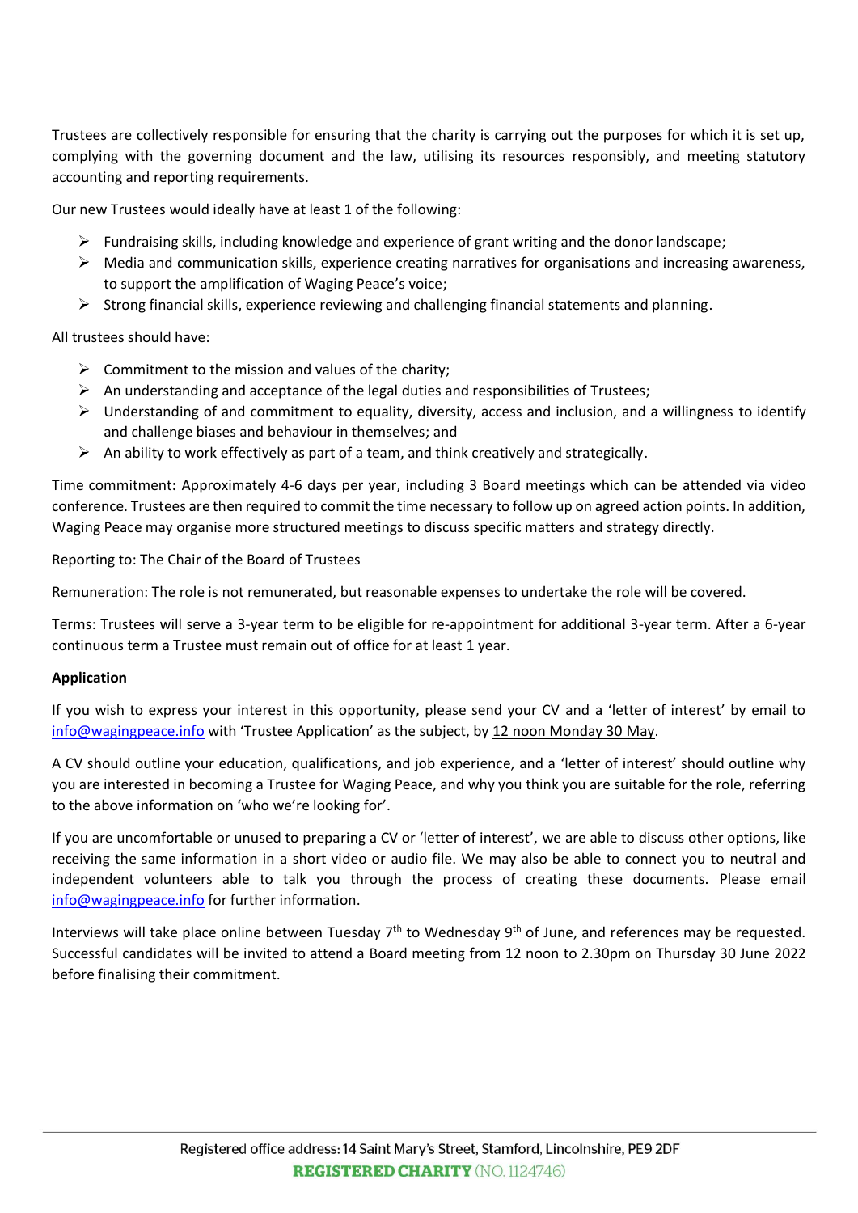Trustees are collectively responsible for ensuring that the charity is carrying out the purposes for which it is set up, complying with the governing document and the law, utilising its resources responsibly, and meeting statutory accounting and reporting requirements.

Our new Trustees would ideally have at least 1 of the following:

- Fundraising skills, including knowledge and experience of grant writing and the donor landscape;
- Media and communication skills, experience creating narratives for organisations and increasing awareness, to support the amplification of Waging Peace's voice;
- Strong financial skills, experience reviewing and challenging financial statements and planning.

All trustees should have:

- Commitment to the mission and values of the charity;
- An understanding and acceptance of the legal duties and responsibilities of Trustees;
- Understanding of and commitment to equality, diversity, access and inclusion, and a willingness to identify and challenge biases and behaviour in themselves; and
- An ability to work effectively as part of a team, and think creatively and strategically.

Time commitment**:** Approximately 4-6 days per year, including 3 Board meetings which can be attended via video conference. Trustees are then required to commit the time necessary to follow up on agreed action points. In addition, Waging Peace may organise more structured meetings to discuss specific matters and strategy directly.

Reporting to: The Chair of the Board of Trustees

Remuneration: The role is not remunerated, but reasonable expenses to undertake the role will be covered.

Terms: Trustees will serve a 3-year term to be eligible for re-appointment for additional 3-year term. After a 6-year continuous term a Trustee must remain out of office for at least 1 year.

**Application**

If you wish to express your interest in this opportunity, please send your CV and a 'letter of interest' by email to info@wagingpeace.info with 'Trustee Application' as the subject, by 12 noon Monday 30 May.

A CV should outline your education, qualifications, and job experience, and a 'letter of interest' should outline why you are interested in becoming a Trustee for Waging Peace, and why you think you are suitable for the role, referring to the above information on 'who we're looking for'.

If you are uncomfortable or unused to preparing a CV or 'letter of interest', we are able to discuss other options, like receiving the same information in a short video or audio file. We may also be able to connect you to neutral and independent volunteers able to talk you through the process of creating these documents. Please email info@wagingpeace.info for further information.

Interviews will take place online between Tuesday 7th to Wednesday 9th of June, and references may be requested. Successful candidates will be invited to attend a Board meeting from 12 noon to 2.30pm on Thursday 30 June 2022 before finalising their commitment.

Registered office address: 14 Saint Mary's Street, Stamford, Lincolnshire, PE9 2DF

**REGISTERED CHARITY** (NO. 1124746)